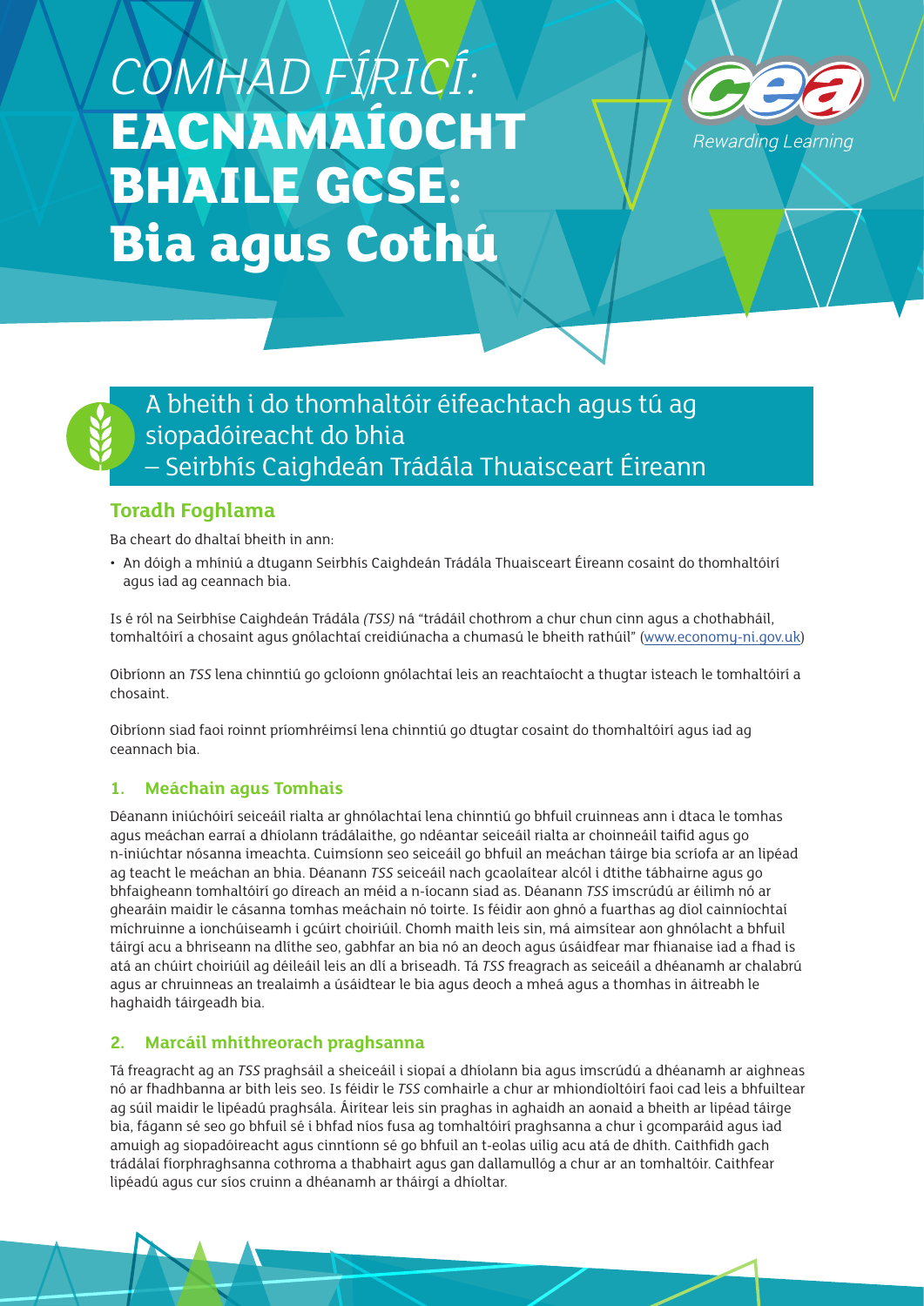# *COMHAD FÍRICÍ:* EACNAMAÍOCHT BHAILE GCSE: Bia agus Cothú

Rewarding Learning

## A bheith i do thomhaltóir éifeachtach agus tú ag siopadóireacht do bhia – Seirbhís Caighdeán Trádála Thuaisceart Éireann

### Toradh Foghlama

Ba cheart do dhaltaí bheith in ann:

- An dóigh a mhíniú a dtugann Seirbhís Caighdeán Trádála Thuaisceart Éireann cosaint do thomhaltóirí agus iad ag ceannach bia.

Is é ról na Seirbhíse Caighdeán Trádála *(TSS)* ná "trádáil chothrom a chur chun cinn agus a chothabháil, tomhaltóirí a chosaint agus gnólachtaí creidiúnacha a chumasú le bheith rathúil" (www.economy-ni.gov.uk)

Oibríonn an *TSS* lena chinntiú go gcloíonn gnólachtaí leis an reachtaíocht a thugtar isteach le tomhaltóirí a chosaint.

Oibríonn siad faoi roinnt príomhréimsí lena chinntiú go dtugtar cosaint do thomhaltóirí agus iad ag ceannach bia.

### 1. Meáchain agus Tomhais

Déanann iniúchóirí seiceáil rialta ar ghnólachtaí lena chinntiú go bhfuil cruinneas ann i dtaca le tomhas agus meáchan earraí a dhíolann trádálaithe, go ndéantar seiceáil rialta ar choinneáil taifid agus go n-iniúchtar nósanna imeachta. Cuimsíonn seo seiceáil go bhfuil an meáchan táirge bia scríofa ar an lipéad ag teacht le meáchan an bhia. Déanann *TSS* seiceáil nach gcaolaítear alcól i dtithe tábhairne agus go bhfaigheann tomhaltóirí go díreach an méid a n-íocann siad as. Déanann *TSS* imscrúdú ar éilimh nó ar ghearáin maidir le cásanna tomhas meáchain nó toirte. Is féidir aon ghnó a fuarthas ag díol cainníochtaí míchruinne a ionchúiseamh i gcúirt choiriúil. Chomh maith leis sin, má aimsítear aon ghnólacht a bhfuil táirgí acu a bhriseann na dlíthe seo, gabhfar an bia nó an deoch agus úsáidfear mar fhianaise iad a fhad is atá an chúirt choiriúil ag déileáil leis an dlí a briseadh. Tá *TSS* freagrach as seiceáil a dhéanamh ar chalabrú agus ar chruinneas an trealaimh a úsáidtear le bia agus deoch a mheá agus a thomhas in áitreabh le haghaidh táirgeadh bia.

### 2. Marcáil mhíthreorach praghsanna

Tá freagracht ag an *TSS* praghsáil a sheiceáil i siopaí a dhíolann bia agus imscrúdú a dhéanamh ar aighneas nó ar fhadhbanna ar bith leis seo. Is féidir le *TSS* comhairle a chur ar mhiondíoltóirí faoi cad leis a bhfuiltear ag súil maidir le lipéadú praghsála. Áirítear leis sin praghas in aghaidh an aonaid a bheith ar lipéad táirge bia, fágann sé seo go bhfuil sé i bhfad níos fusa ag tomhaltóirí praghsanna a chur i gcomparáid agus iad amuigh ag siopadóireacht agus cinntíonn sé go bhfuil an t-eolas uilig acu atá de dhíth. Caithfidh gach trádálaí fíorphraghsanna cothroma a thabhairt agus gan dallamullóg a chur ar an tomhaltóir. Caithfear lipéadú agus cur síos cruinn a dhéanamh ar tháirgí a dhíoltar.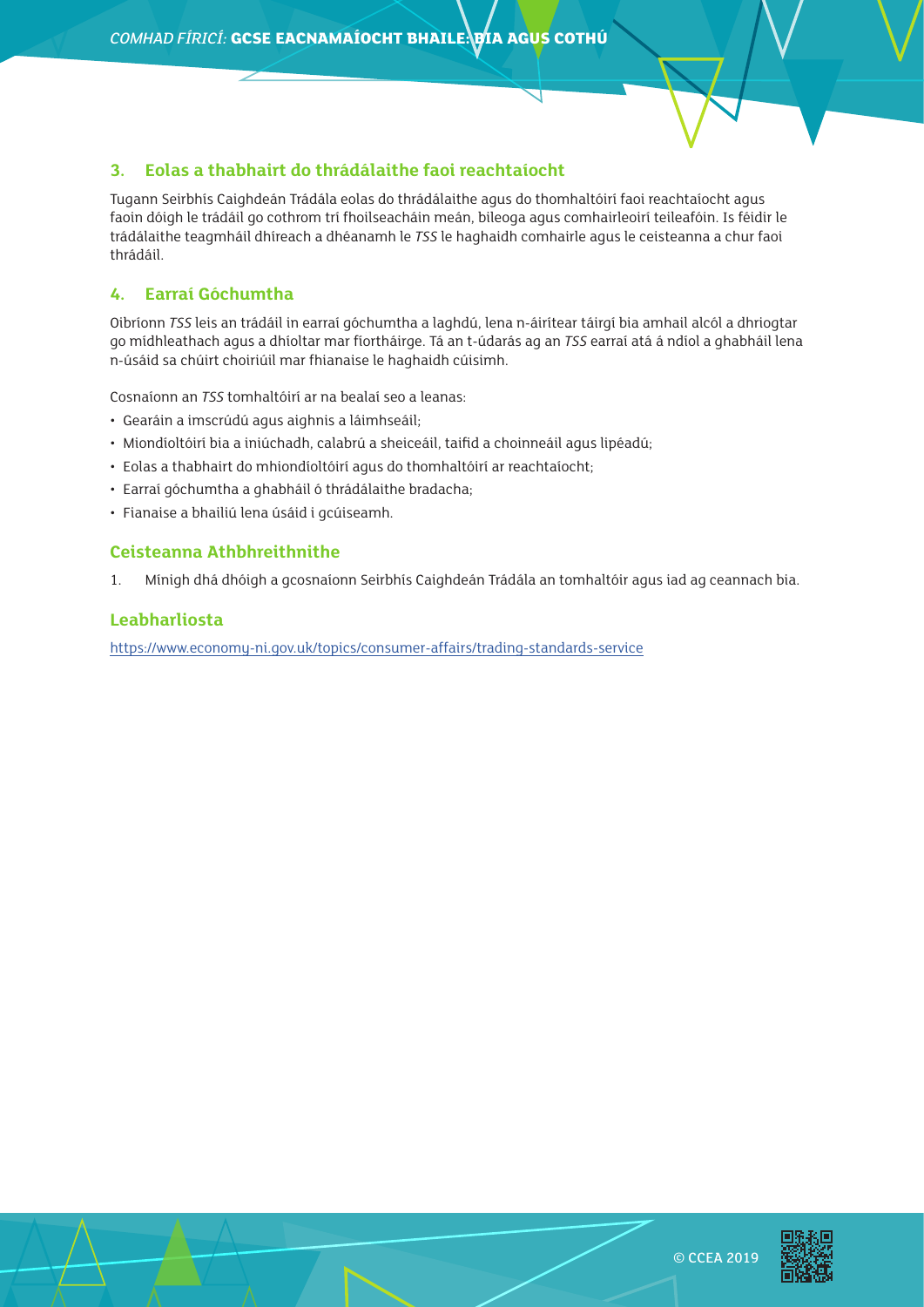## 3. Eolas a thabhairt do thrádálaithe faoi reachtaíocht

Tugann Seirbhís Caighdeán Trádála eolas do thrádálaithe agus do thomhaltóirí faoi reachtaíocht agus faoin dóigh le trádáil go cothrom trí fhoilseacháin meán, bileoga agus comhairleoirí teileafóin. Is féidir le trádálaithe teagmháil dhíreach a dhéanamh le *TSS* le haghaidh comhairle agus le ceisteanna a chur faoi thrádáil.

## 4. Earraí Góchumtha

Oibríonn *TSS* leis an trádáil in earraí góchumtha a laghdú, lena n-áirítear táirgí bia amhail alcól a dhriogtar go mídhleathach agus a dhíoltar mar fíorthairge. Tá an t-údarás ag an *TSS* earraí atá á ndíol a ghabháil lena n-úsáid sa chúirt choiriúil mar fhianaise le haghaidh cúisimh.

Cosnaíonn an *TSS* tomhaltóirí ar na bealaí seo a leanas:

- Gearáin a imscrúdú agus aighnis a láimhseáil;
- Miondíoltóirí bia a iniúchadh, calabrú a sheiceáil, taifid a choinneáil agus lipéadú;
- Eolas a thabhairt do mhiondíoltóirí agus do thomhaltóirí ar reachtaíocht;
- Earraí góchumtha a ghabháil ó thrádálaithe bradacha;
- Fianaise a bhailiú lena úsáid i gcúiseamh.

### Ceisteanna Athbhreithnithe

1. Mínigh dhá dhóigh a gcosnaíonn Seirbhís Caighdeán Trádála an tomhaltóir agus iad ag ceannach bia.

### Leabharliosta

https://www.economy-ni.gov.uk/topics/consumer-affairs/trading-standards-service